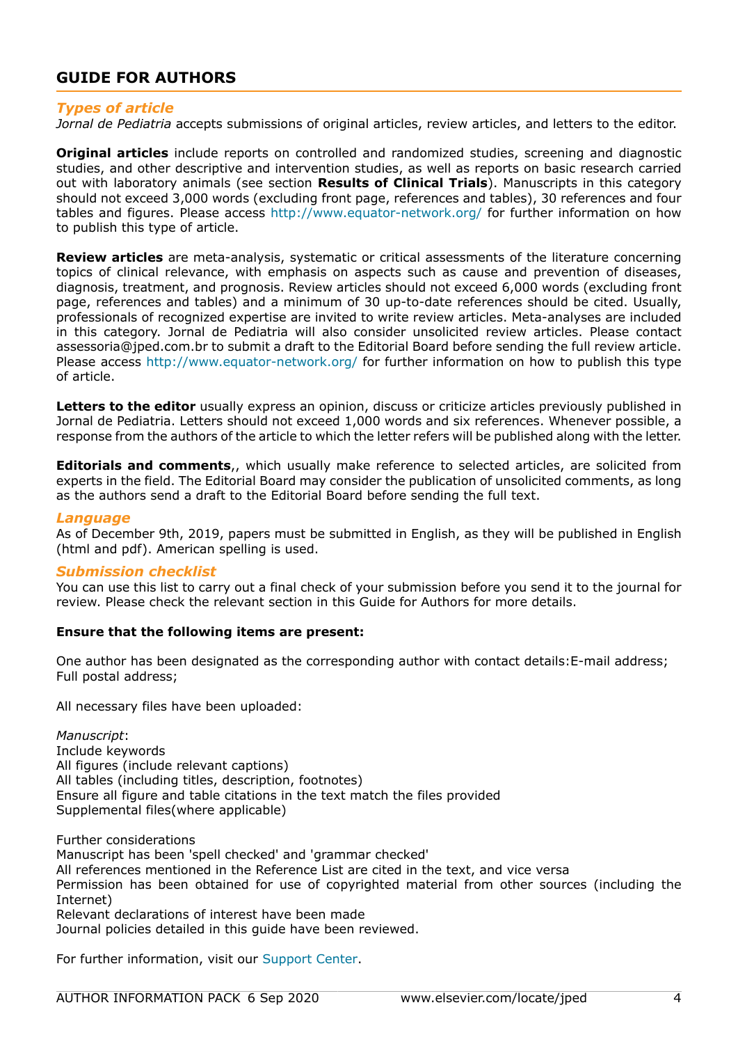## GUIDE FOR AUTHORS

### *Types of article*

*Jornal de Pediatria* accepts submissions of original articles, review articles, and letters to the editor.

**Original articles** include reports on controlled and randomized studies, screening and diagnostic studies, and other descriptive and intervention studies, as well as reports on basic research carried out with laboratory animals (see section **Results of Clinical Trials**). Manuscripts in this category should not exceed 3,000 words (excluding front page, references and tables), 30 references and four tables and figures. Please access http://www.equator-network.org/ for further information on how to publish this type of article.

**Review articles** are meta-analysis, systematic or critical assessments of the literature concerning topics of clinical relevance, with emphasis on aspects such as cause and prevention of diseases, diagnosis, treatment, and prognosis. Review articles should not exceed 6,000 words (excluding front page, references and tables) and a minimum of 30 up-to-date references should be cited. Usually, professionals of recognized expertise are invited to write review articles. Meta-analyses are included in this category. Jornal de Pediatria will also consider unsolicited review articles. Please contact assessoria@jped.com.br to submit a draft to the Editorial Board before sending the full review article. Please access http://www.equator-network.org/ for further information on how to publish this type of article.

**Letters to the editor** usually express an opinion, discuss or criticize articles previously published in Jornal de Pediatria. Letters should not exceed 1,000 words and six references. Whenever possible, a response from the authors of the article to which the letter refers will be published along with the letter.

**Editorials and comments**,, which usually make reference to selected articles, are solicited from experts in the field. The Editorial Board may consider the publication of unsolicited comments, as long as the authors send a draft to the Editorial Board before sending the full text.

### *Language*

As of December 9th, 2019, papers must be submitted in English, as they will be published in English (html and pdf). American spelling is used.

### *Submission checklist*

You can use this list to carry out a final check of your submission before you send it to the journal for review. Please check the relevant section in this Guide for Authors for more details.

**Ensure that the following items are present:**

One author has been designated as the corresponding author with contact details:E-mail address;
Full postal address;

All necessary files have been uploaded:

*Manuscript*:
Include keywords
All figures (include relevant captions)
All tables (including titles, description, footnotes)
Ensure all figure and table citations in the text match the files provided
Supplemental files(where applicable)

Further considerations
Manuscript has been 'spell checked' and 'grammar checked'
All references mentioned in the Reference List are cited in the text, and vice versa
Permission has been obtained for use of copyrighted material from other sources (including the Internet)
Relevant declarations of interest have been made
Journal policies detailed in this guide have been reviewed.

For further information, visit our Support Center.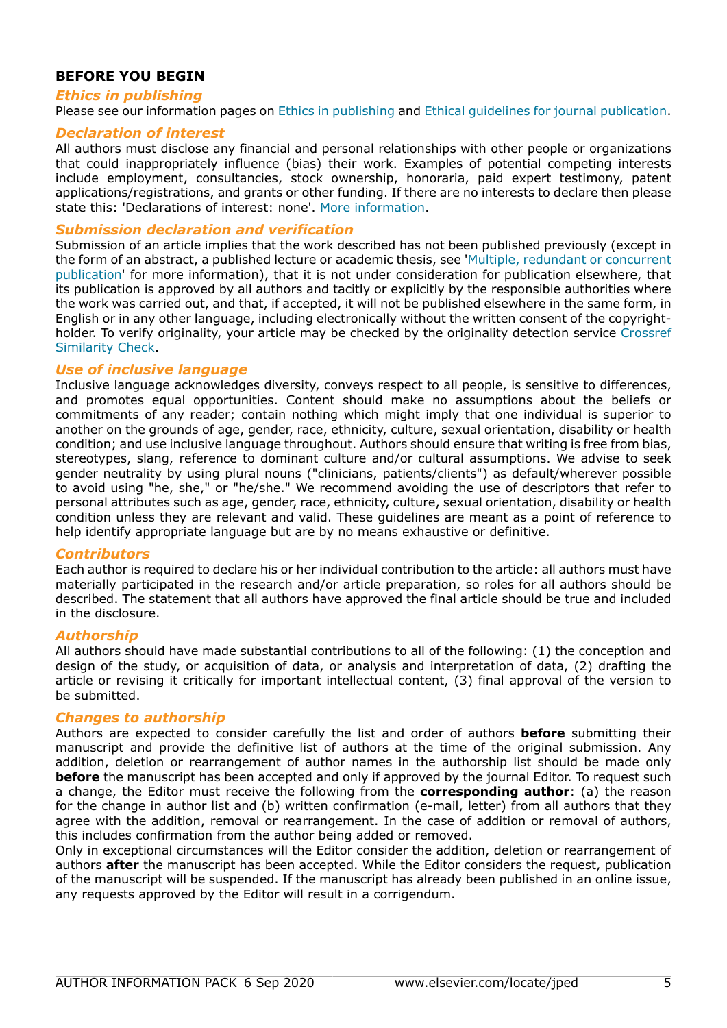## BEFORE YOU BEGIN

### *Ethics in publishing*

Please see our information pages on Ethics in publishing and Ethical guidelines for journal publication.

### *Declaration of interest*

All authors must disclose any financial and personal relationships with other people or organizations that could inappropriately influence (bias) their work. Examples of potential competing interests include employment, consultancies, stock ownership, honoraria, paid expert testimony, patent applications/registrations, and grants or other funding. If there are no interests to declare then please state this: 'Declarations of interest: none'. More information.

### *Submission declaration and verification*

Submission of an article implies that the work described has not been published previously (except in the form of an abstract, a published lecture or academic thesis, see 'Multiple, redundant or concurrent publication' for more information), that it is not under consideration for publication elsewhere, that its publication is approved by all authors and tacitly or explicitly by the responsible authorities where the work was carried out, and that, if accepted, it will not be published elsewhere in the same form, in English or in any other language, including electronically without the written consent of the copyright-holder. To verify originality, your article may be checked by the originality detection service Crossref Similarity Check.

### *Use of inclusive language*

Inclusive language acknowledges diversity, conveys respect to all people, is sensitive to differences, and promotes equal opportunities. Content should make no assumptions about the beliefs or commitments of any reader; contain nothing which might imply that one individual is superior to another on the grounds of age, gender, race, ethnicity, culture, sexual orientation, disability or health condition; and use inclusive language throughout. Authors should ensure that writing is free from bias, stereotypes, slang, reference to dominant culture and/or cultural assumptions. We advise to seek gender neutrality by using plural nouns ("clinicians, patients/clients") as default/wherever possible to avoid using "he, she," or "he/she." We recommend avoiding the use of descriptors that refer to personal attributes such as age, gender, race, ethnicity, culture, sexual orientation, disability or health condition unless they are relevant and valid. These guidelines are meant as a point of reference to help identify appropriate language but are by no means exhaustive or definitive.

### *Contributors*

Each author is required to declare his or her individual contribution to the article: all authors must have materially participated in the research and/or article preparation, so roles for all authors should be described. The statement that all authors have approved the final article should be true and included in the disclosure.

### *Authorship*

All authors should have made substantial contributions to all of the following: (1) the conception and design of the study, or acquisition of data, or analysis and interpretation of data, (2) drafting the article or revising it critically for important intellectual content, (3) final approval of the version to be submitted.

### *Changes to authorship*

Authors are expected to consider carefully the list and order of authors **before** submitting their manuscript and provide the definitive list of authors at the time of the original submission. Any addition, deletion or rearrangement of author names in the authorship list should be made only **before** the manuscript has been accepted and only if approved by the journal Editor. To request such a change, the Editor must receive the following from the **corresponding author**: (a) the reason for the change in author list and (b) written confirmation (e-mail, letter) from all authors that they agree with the addition, removal or rearrangement. In the case of addition or removal of authors, this includes confirmation from the author being added or removed.

Only in exceptional circumstances will the Editor consider the addition, deletion or rearrangement of authors **after** the manuscript has been accepted. While the Editor considers the request, publication of the manuscript will be suspended. If the manuscript has already been published in an online issue, any requests approved by the Editor will result in a corrigendum.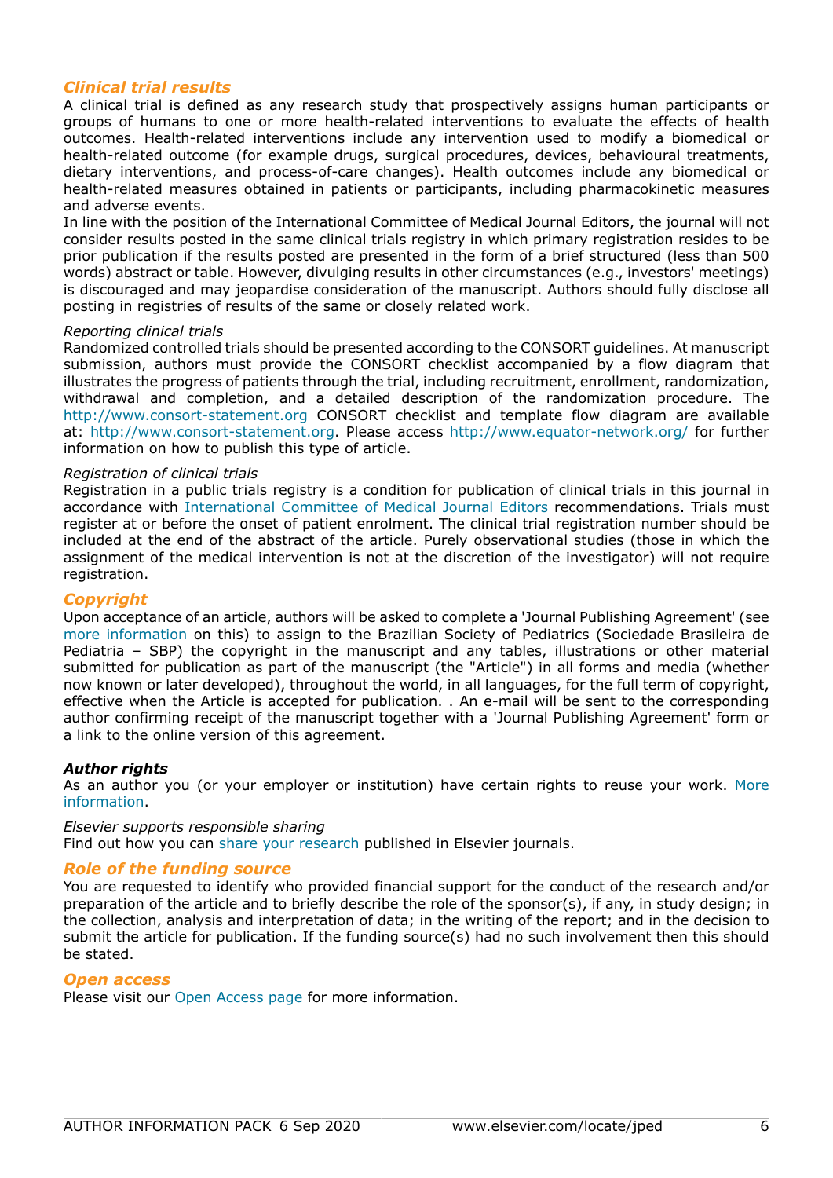## *Clinical trial results*

A clinical trial is defined as any research study that prospectively assigns human participants or groups of humans to one or more health-related interventions to evaluate the effects of health outcomes. Health-related interventions include any intervention used to modify a biomedical or health-related outcome (for example drugs, surgical procedures, devices, behavioural treatments, dietary interventions, and process-of-care changes). Health outcomes include any biomedical or health-related measures obtained in patients or participants, including pharmacokinetic measures and adverse events.

In line with the position of the International Committee of Medical Journal Editors, the journal will not consider results posted in the same clinical trials registry in which primary registration resides to be prior publication if the results posted are presented in the form of a brief structured (less than 500 words) abstract or table. However, divulging results in other circumstances (e.g., investors' meetings) is discouraged and may jeopardise consideration of the manuscript. Authors should fully disclose all posting in registries of results of the same or closely related work.

*Reporting clinical trials*

Randomized controlled trials should be presented according to the CONSORT guidelines. At manuscript submission, authors must provide the CONSORT checklist accompanied by a flow diagram that illustrates the progress of patients through the trial, including recruitment, enrollment, randomization, withdrawal and completion, and a detailed description of the randomization procedure. The http://www.consort-statement.org CONSORT checklist and template flow diagram are available at: http://www.consort-statement.org. Please access http://www.equator-network.org/ for further information on how to publish this type of article.

*Registration of clinical trials*

Registration in a public trials registry is a condition for publication of clinical trials in this journal in accordance with International Committee of Medical Journal Editors recommendations. Trials must register at or before the onset of patient enrolment. The clinical trial registration number should be included at the end of the abstract of the article. Purely observational studies (those in which the assignment of the medical intervention is not at the discretion of the investigator) will not require registration.

## *Copyright*

Upon acceptance of an article, authors will be asked to complete a 'Journal Publishing Agreement' (see more information on this) to assign to the Brazilian Society of Pediatrics (Sociedade Brasileira de Pediatria – SBP) the copyright in the manuscript and any tables, illustrations or other material submitted for publication as part of the manuscript (the "Article") in all forms and media (whether now known or later developed), throughout the world, in all languages, for the full term of copyright, effective when the Article is accepted for publication. . An e-mail will be sent to the corresponding author confirming receipt of the manuscript together with a 'Journal Publishing Agreement' form or a link to the online version of this agreement.

### ***Author rights***

As an author you (or your employer or institution) have certain rights to reuse your work. More information.

*Elsevier supports responsible sharing*

Find out how you can share your research published in Elsevier journals.

## *Role of the funding source*

You are requested to identify who provided financial support for the conduct of the research and/or preparation of the article and to briefly describe the role of the sponsor(s), if any, in study design; in the collection, analysis and interpretation of data; in the writing of the report; and in the decision to submit the article for publication. If the funding source(s) had no such involvement then this should be stated.

## *Open access*

Please visit our Open Access page for more information.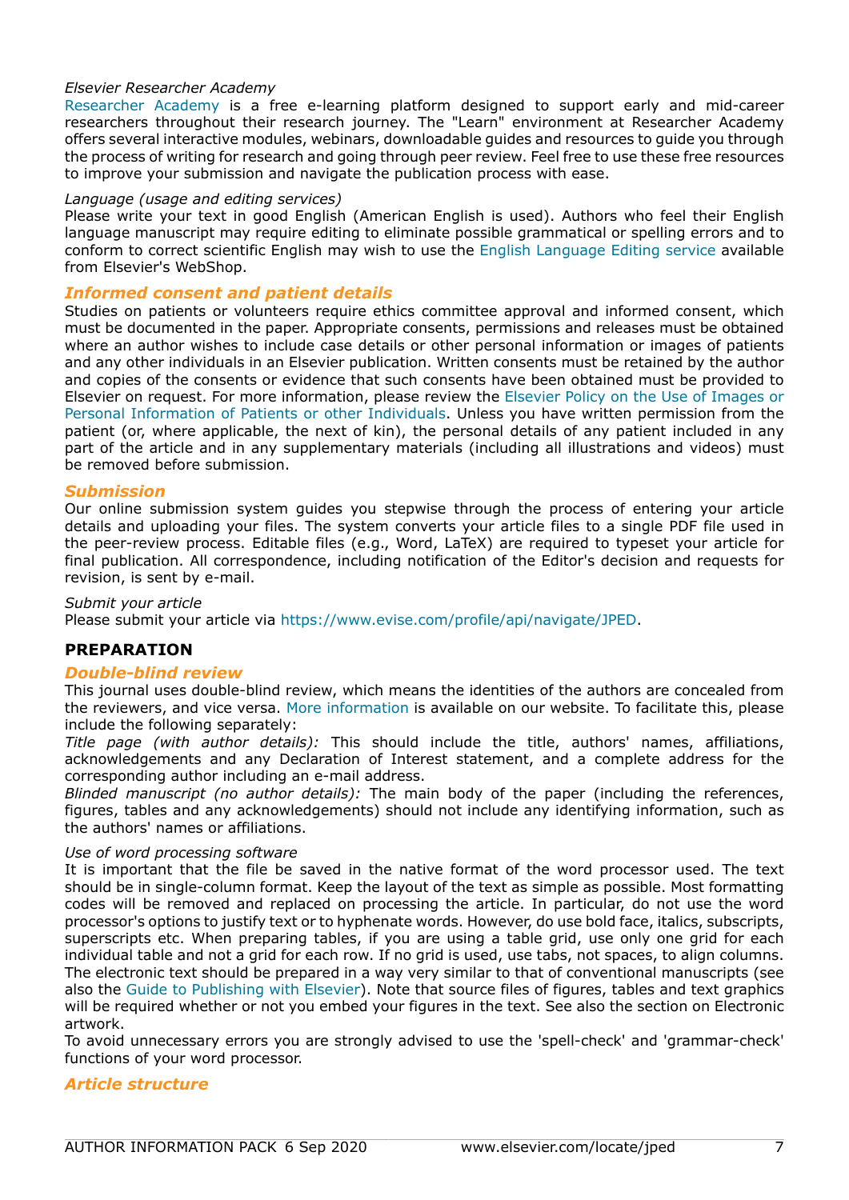*Elsevier Researcher Academy*
Researcher Academy is a free e-learning platform designed to support early and mid-career researchers throughout their research journey. The "Learn" environment at Researcher Academy offers several interactive modules, webinars, downloadable guides and resources to guide you through the process of writing for research and going through peer review. Feel free to use these free resources to improve your submission and navigate the publication process with ease.

*Language (usage and editing services)*
Please write your text in good English (American English is used). Authors who feel their English language manuscript may require editing to eliminate possible grammatical or spelling errors and to conform to correct scientific English may wish to use the English Language Editing service available from Elsevier's WebShop.

### *Informed consent and patient details*
Studies on patients or volunteers require ethics committee approval and informed consent, which must be documented in the paper. Appropriate consents, permissions and releases must be obtained where an author wishes to include case details or other personal information or images of patients and any other individuals in an Elsevier publication. Written consents must be retained by the author and copies of the consents or evidence that such consents have been obtained must be provided to Elsevier on request. For more information, please review the Elsevier Policy on the Use of Images or Personal Information of Patients or other Individuals. Unless you have written permission from the patient (or, where applicable, the next of kin), the personal details of any patient included in any part of the article and in any supplementary materials (including all illustrations and videos) must be removed before submission.

### *Submission*
Our online submission system guides you stepwise through the process of entering your article details and uploading your files. The system converts your article files to a single PDF file used in the peer-review process. Editable files (e.g., Word, LaTeX) are required to typeset your article for final publication. All correspondence, including notification of the Editor's decision and requests for revision, is sent by e-mail.

*Submit your article*
Please submit your article via https://www.evise.com/profile/api/navigate/JPED.

## PREPARATION

### *Double-blind review*
This journal uses double-blind review, which means the identities of the authors are concealed from the reviewers, and vice versa. More information is available on our website. To facilitate this, please include the following separately:
*Title page (with author details):* This should include the title, authors' names, affiliations, acknowledgements and any Declaration of Interest statement, and a complete address for the corresponding author including an e-mail address.
*Blinded manuscript (no author details):* The main body of the paper (including the references, figures, tables and any acknowledgements) should not include any identifying information, such as the authors' names or affiliations.

*Use of word processing software*
It is important that the file be saved in the native format of the word processor used. The text should be in single-column format. Keep the layout of the text as simple as possible. Most formatting codes will be removed and replaced on processing the article. In particular, do not use the word processor's options to justify text or to hyphenate words. However, do use bold face, italics, subscripts, superscripts etc. When preparing tables, if you are using a table grid, use only one grid for each individual table and not a grid for each row. If no grid is used, use tabs, not spaces, to align columns. The electronic text should be prepared in a way very similar to that of conventional manuscripts (see also the Guide to Publishing with Elsevier). Note that source files of figures, tables and text graphics will be required whether or not you embed your figures in the text. See also the section on Electronic artwork.
To avoid unnecessary errors you are strongly advised to use the 'spell-check' and 'grammar-check' functions of your word processor.

### *Article structure*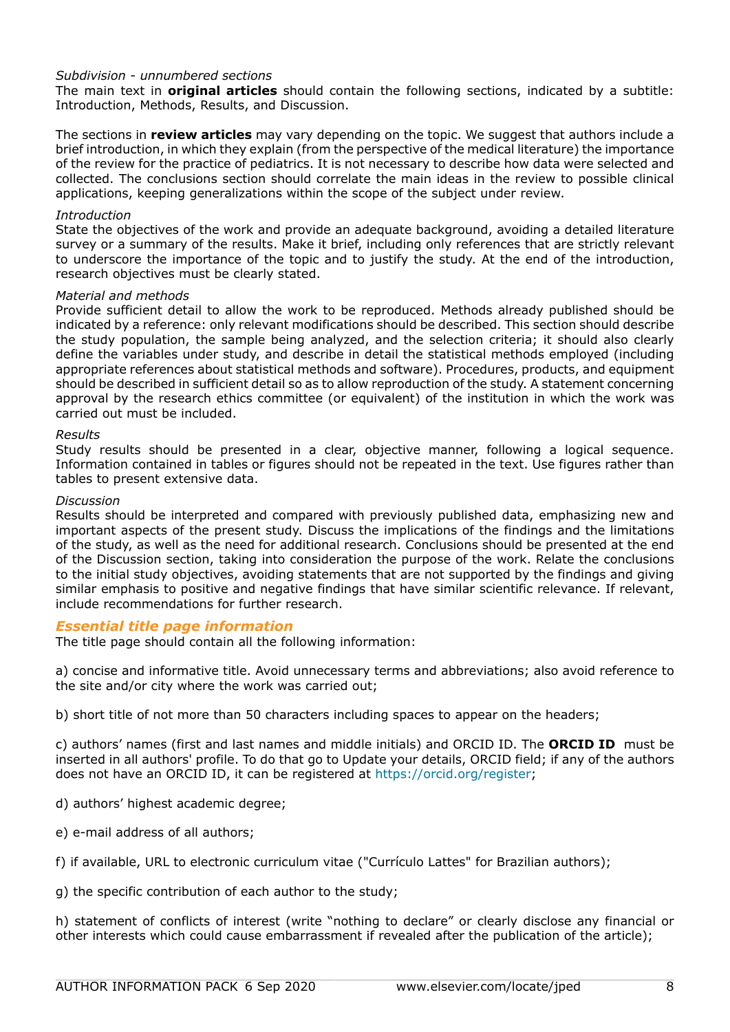*Subdivision - unnumbered sections*

The main text in **original articles** should contain the following sections, indicated by a subtitle: Introduction, Methods, Results, and Discussion.

The sections in **review articles** may vary depending on the topic. We suggest that authors include a brief introduction, in which they explain (from the perspective of the medical literature) the importance of the review for the practice of pediatrics. It is not necessary to describe how data were selected and collected. The conclusions section should correlate the main ideas in the review to possible clinical applications, keeping generalizations within the scope of the subject under review.

*Introduction*

State the objectives of the work and provide an adequate background, avoiding a detailed literature survey or a summary of the results. Make it brief, including only references that are strictly relevant to underscore the importance of the topic and to justify the study. At the end of the introduction, research objectives must be clearly stated.

*Material and methods*

Provide sufficient detail to allow the work to be reproduced. Methods already published should be indicated by a reference: only relevant modifications should be described. This section should describe the study population, the sample being analyzed, and the selection criteria; it should also clearly define the variables under study, and describe in detail the statistical methods employed (including appropriate references about statistical methods and software). Procedures, products, and equipment should be described in sufficient detail so as to allow reproduction of the study. A statement concerning approval by the research ethics committee (or equivalent) of the institution in which the work was carried out must be included.

*Results*

Study results should be presented in a clear, objective manner, following a logical sequence. Information contained in tables or figures should not be repeated in the text. Use figures rather than tables to present extensive data.

*Discussion*

Results should be interpreted and compared with previously published data, emphasizing new and important aspects of the present study. Discuss the implications of the findings and the limitations of the study, as well as the need for additional research. Conclusions should be presented at the end of the Discussion section, taking into consideration the purpose of the work. Relate the conclusions to the initial study objectives, avoiding statements that are not supported by the findings and giving similar emphasis to positive and negative findings that have similar scientific relevance. If relevant, include recommendations for further research.

### *Essential title page information*

The title page should contain all the following information:

a) concise and informative title. Avoid unnecessary terms and abbreviations; also avoid reference to the site and/or city where the work was carried out;

b) short title of not more than 50 characters including spaces to appear on the headers;

c) authors' names (first and last names and middle initials) and ORCID ID. The **ORCID ID** must be inserted in all authors' profile. To do that go to Update your details, ORCID field; if any of the authors does not have an ORCID ID, it can be registered at https://orcid.org/register;

d) authors' highest academic degree;

e) e-mail address of all authors;

f) if available, URL to electronic curriculum vitae ("Currículo Lattes" for Brazilian authors);

g) the specific contribution of each author to the study;

h) statement of conflicts of interest (write "nothing to declare" or clearly disclose any financial or other interests which could cause embarrassment if revealed after the publication of the article);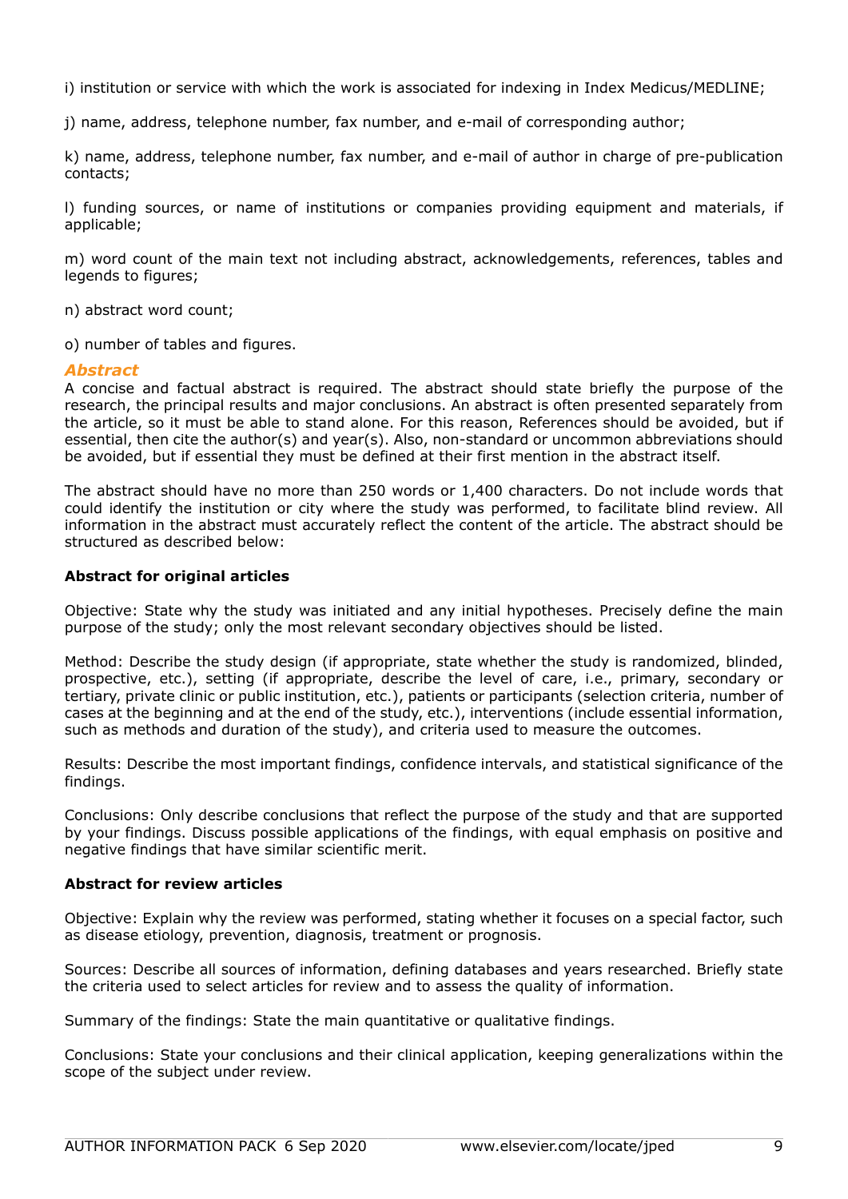i) institution or service with which the work is associated for indexing in Index Medicus/MEDLINE;

j) name, address, telephone number, fax number, and e-mail of corresponding author;

k) name, address, telephone number, fax number, and e-mail of author in charge of pre-publication contacts;

l) funding sources, or name of institutions or companies providing equipment and materials, if applicable;

m) word count of the main text not including abstract, acknowledgements, references, tables and legends to figures;

n) abstract word count;

o) number of tables and figures.

### *Abstract*

A concise and factual abstract is required. The abstract should state briefly the purpose of the research, the principal results and major conclusions. An abstract is often presented separately from the article, so it must be able to stand alone. For this reason, References should be avoided, but if essential, then cite the author(s) and year(s). Also, non-standard or uncommon abbreviations should be avoided, but if essential they must be defined at their first mention in the abstract itself.

The abstract should have no more than 250 words or 1,400 characters. Do not include words that could identify the institution or city where the study was performed, to facilitate blind review. All information in the abstract must accurately reflect the content of the article. The abstract should be structured as described below:

**Abstract for original articles**

Objective: State why the study was initiated and any initial hypotheses. Precisely define the main purpose of the study; only the most relevant secondary objectives should be listed.

Method: Describe the study design (if appropriate, state whether the study is randomized, blinded, prospective, etc.), setting (if appropriate, describe the level of care, i.e., primary, secondary or tertiary, private clinic or public institution, etc.), patients or participants (selection criteria, number of cases at the beginning and at the end of the study, etc.), interventions (include essential information, such as methods and duration of the study), and criteria used to measure the outcomes.

Results: Describe the most important findings, confidence intervals, and statistical significance of the findings.

Conclusions: Only describe conclusions that reflect the purpose of the study and that are supported by your findings. Discuss possible applications of the findings, with equal emphasis on positive and negative findings that have similar scientific merit.

**Abstract for review articles**

Objective: Explain why the review was performed, stating whether it focuses on a special factor, such as disease etiology, prevention, diagnosis, treatment or prognosis.

Sources: Describe all sources of information, defining databases and years researched. Briefly state the criteria used to select articles for review and to assess the quality of information.

Summary of the findings: State the main quantitative or qualitative findings.

Conclusions: State your conclusions and their clinical application, keeping generalizations within the scope of the subject under review.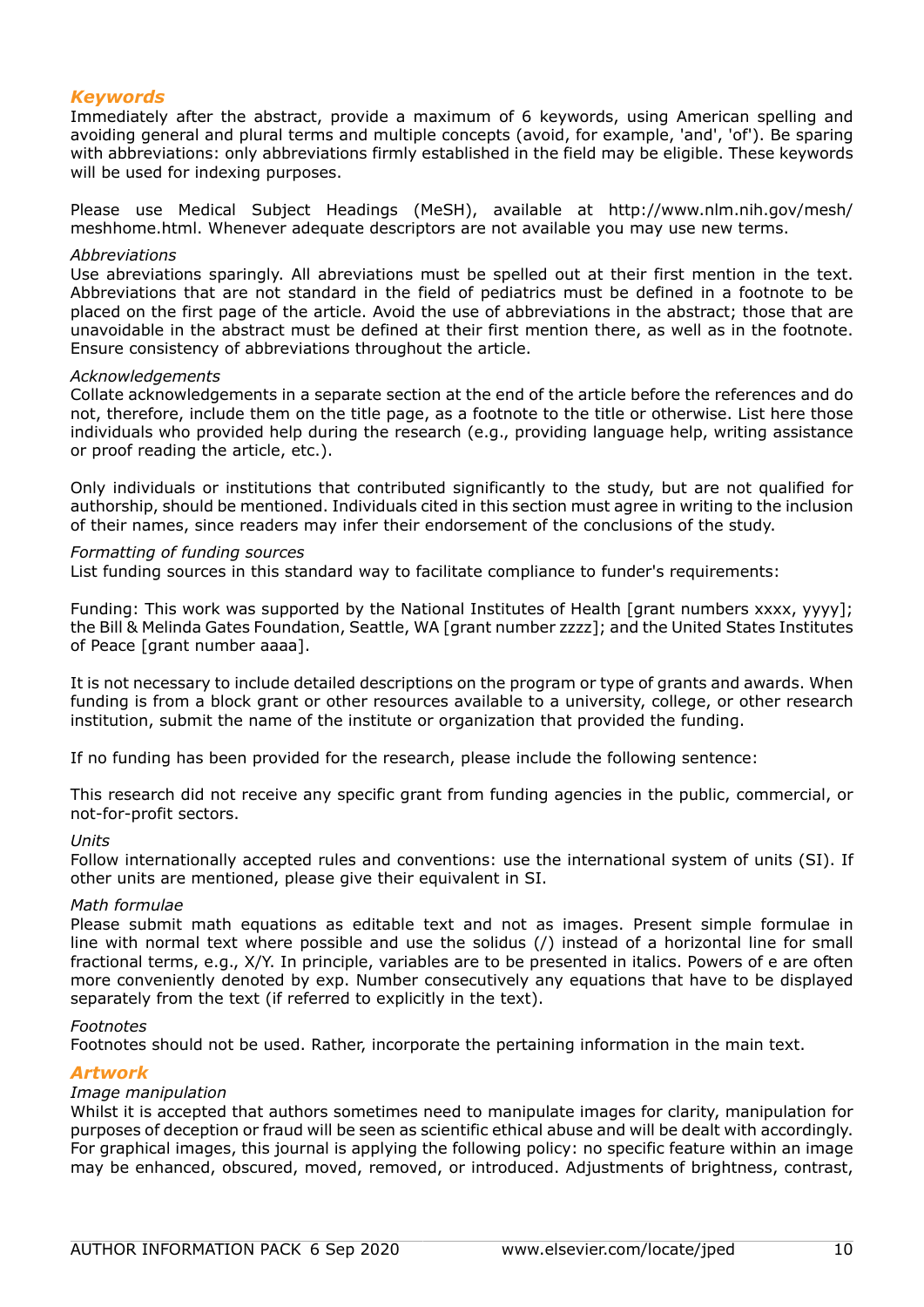## *Keywords*

Immediately after the abstract, provide a maximum of 6 keywords, using American spelling and avoiding general and plural terms and multiple concepts (avoid, for example, 'and', 'of'). Be sparing with abbreviations: only abbreviations firmly established in the field may be eligible. These keywords will be used for indexing purposes.

Please use Medical Subject Headings (MeSH), available at http://www.nlm.nih.gov/mesh/meshhome.html. Whenever adequate descriptors are not available you may use new terms.

*Abbreviations*

Use abreviations sparingly. All abreviations must be spelled out at their first mention in the text. Abbreviations that are not standard in the field of pediatrics must be defined in a footnote to be placed on the first page of the article. Avoid the use of abbreviations in the abstract; those that are unavoidable in the abstract must be defined at their first mention there, as well as in the footnote. Ensure consistency of abbreviations throughout the article.

*Acknowledgements*

Collate acknowledgements in a separate section at the end of the article before the references and do not, therefore, include them on the title page, as a footnote to the title or otherwise. List here those individuals who provided help during the research (e.g., providing language help, writing assistance or proof reading the article, etc.).

Only individuals or institutions that contributed significantly to the study, but are not qualified for authorship, should be mentioned. Individuals cited in this section must agree in writing to the inclusion of their names, since readers may infer their endorsement of the conclusions of the study.

*Formatting of funding sources*

List funding sources in this standard way to facilitate compliance to funder's requirements:

Funding: This work was supported by the National Institutes of Health [grant numbers xxxx, yyyy]; the Bill & Melinda Gates Foundation, Seattle, WA [grant number zzzz]; and the United States Institutes of Peace [grant number aaaa].

It is not necessary to include detailed descriptions on the program or type of grants and awards. When funding is from a block grant or other resources available to a university, college, or other research institution, submit the name of the institute or organization that provided the funding.

If no funding has been provided for the research, please include the following sentence:

This research did not receive any specific grant from funding agencies in the public, commercial, or not-for-profit sectors.

*Units*

Follow internationally accepted rules and conventions: use the international system of units (SI). If other units are mentioned, please give their equivalent in SI.

*Math formulae*

Please submit math equations as editable text and not as images. Present simple formulae in line with normal text where possible and use the solidus (/) instead of a horizontal line for small fractional terms, e.g., X/Y. In principle, variables are to be presented in italics. Powers of e are often more conveniently denoted by exp. Number consecutively any equations that have to be displayed separately from the text (if referred to explicitly in the text).

*Footnotes*

Footnotes should not be used. Rather, incorporate the pertaining information in the main text.

## *Artwork*

*Image manipulation*

Whilst it is accepted that authors sometimes need to manipulate images for clarity, manipulation for purposes of deception or fraud will be seen as scientific ethical abuse and will be dealt with accordingly. For graphical images, this journal is applying the following policy: no specific feature within an image may be enhanced, obscured, moved, removed, or introduced. Adjustments of brightness, contrast,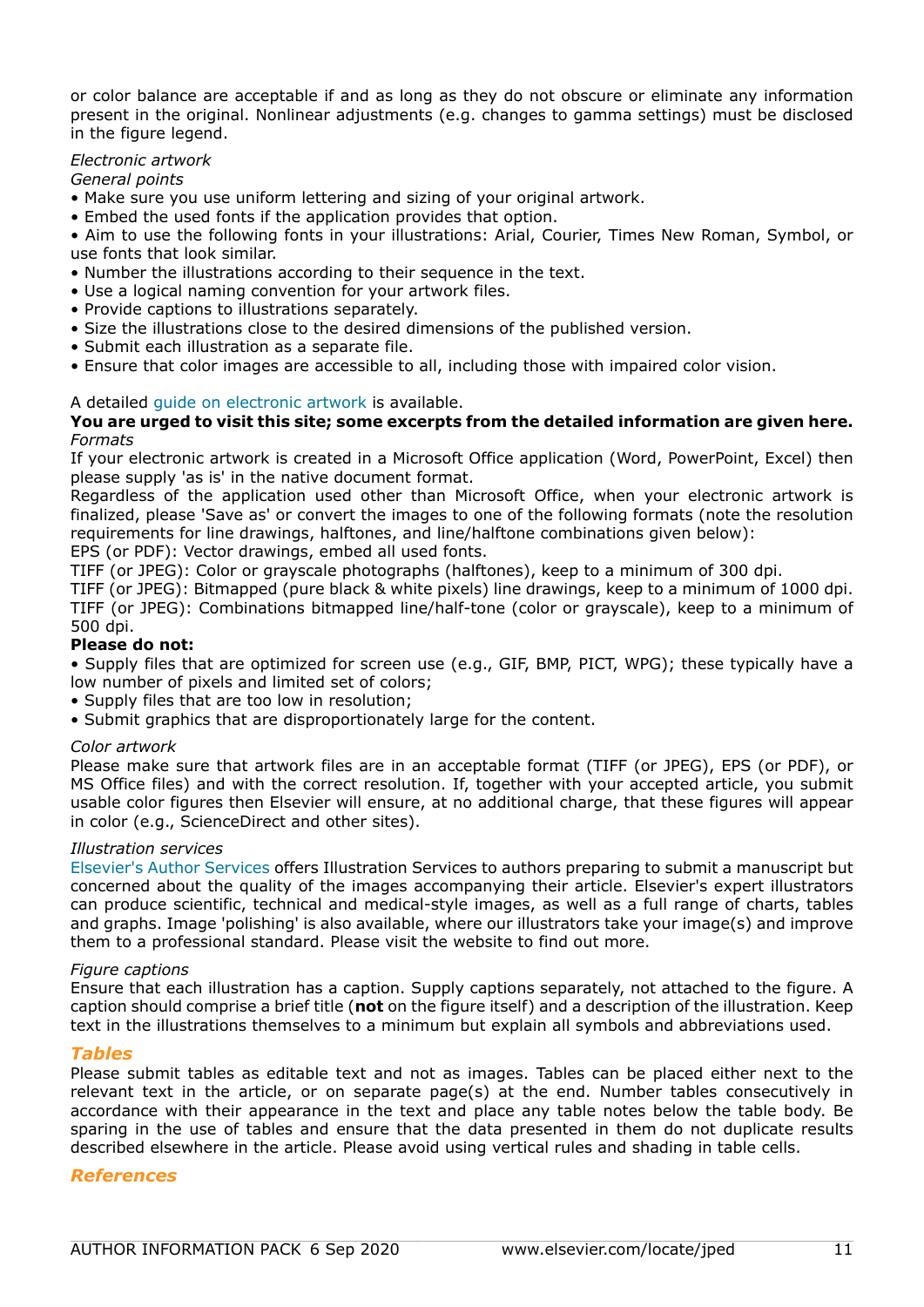or color balance are acceptable if and as long as they do not obscure or eliminate any information present in the original. Nonlinear adjustments (e.g. changes to gamma settings) must be disclosed in the figure legend.

*Electronic artwork*

*General points*

- Make sure you use uniform lettering and sizing of your original artwork.
- Embed the used fonts if the application provides that option.
- Aim to use the following fonts in your illustrations: Arial, Courier, Times New Roman, Symbol, or use fonts that look similar.
- Number the illustrations according to their sequence in the text.
- Use a logical naming convention for your artwork files.
- Provide captions to illustrations separately.
- Size the illustrations close to the desired dimensions of the published version.
- Submit each illustration as a separate file.
- Ensure that color images are accessible to all, including those with impaired color vision.

A detailed guide on electronic artwork is available.

**You are urged to visit this site; some excerpts from the detailed information are given here.**

*Formats*

If your electronic artwork is created in a Microsoft Office application (Word, PowerPoint, Excel) then please supply 'as is' in the native document format.

Regardless of the application used other than Microsoft Office, when your electronic artwork is finalized, please 'Save as' or convert the images to one of the following formats (note the resolution requirements for line drawings, halftones, and line/halftone combinations given below):

EPS (or PDF): Vector drawings, embed all used fonts.

TIFF (or JPEG): Color or grayscale photographs (halftones), keep to a minimum of 300 dpi.

TIFF (or JPEG): Bitmapped (pure black & white pixels) line drawings, keep to a minimum of 1000 dpi.

TIFF (or JPEG): Combinations bitmapped line/half-tone (color or grayscale), keep to a minimum of 500 dpi.

**Please do not:**

- Supply files that are optimized for screen use (e.g., GIF, BMP, PICT, WPG); these typically have a low number of pixels and limited set of colors;
- Supply files that are too low in resolution;
- Submit graphics that are disproportionately large for the content.

*Color artwork*

Please make sure that artwork files are in an acceptable format (TIFF (or JPEG), EPS (or PDF), or MS Office files) and with the correct resolution. If, together with your accepted article, you submit usable color figures then Elsevier will ensure, at no additional charge, that these figures will appear in color (e.g., ScienceDirect and other sites).

*Illustration services*

Elsevier's Author Services offers Illustration Services to authors preparing to submit a manuscript but concerned about the quality of the images accompanying their article. Elsevier's expert illustrators can produce scientific, technical and medical-style images, as well as a full range of charts, tables and graphs. Image 'polishing' is also available, where our illustrators take your image(s) and improve them to a professional standard. Please visit the website to find out more.

*Figure captions*

Ensure that each illustration has a caption. Supply captions separately, not attached to the figure. A caption should comprise a brief title (**not** on the figure itself) and a description of the illustration. Keep text in the illustrations themselves to a minimum but explain all symbols and abbreviations used.

## *Tables*

Please submit tables as editable text and not as images. Tables can be placed either next to the relevant text in the article, or on separate page(s) at the end. Number tables consecutively in accordance with their appearance in the text and place any table notes below the table body. Be sparing in the use of tables and ensure that the data presented in them do not duplicate results described elsewhere in the article. Please avoid using vertical rules and shading in table cells.

## *References*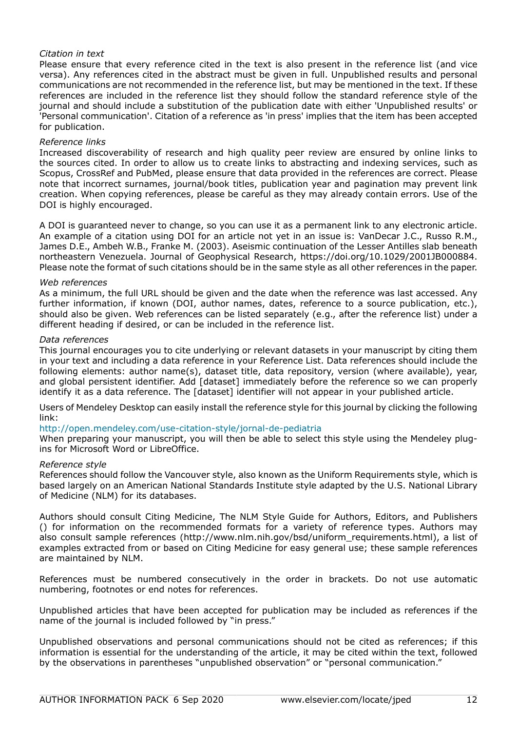*Citation in text*

Please ensure that every reference cited in the text is also present in the reference list (and vice versa). Any references cited in the abstract must be given in full. Unpublished results and personal communications are not recommended in the reference list, but may be mentioned in the text. If these references are included in the reference list they should follow the standard reference style of the journal and should include a substitution of the publication date with either 'Unpublished results' or 'Personal communication'. Citation of a reference as 'in press' implies that the item has been accepted for publication.

*Reference links*

Increased discoverability of research and high quality peer review are ensured by online links to the sources cited. In order to allow us to create links to abstracting and indexing services, such as Scopus, CrossRef and PubMed, please ensure that data provided in the references are correct. Please note that incorrect surnames, journal/book titles, publication year and pagination may prevent link creation. When copying references, please be careful as they may already contain errors. Use of the DOI is highly encouraged.

A DOI is guaranteed never to change, so you can use it as a permanent link to any electronic article. An example of a citation using DOI for an article not yet in an issue is: VanDecar J.C., Russo R.M., James D.E., Ambeh W.B., Franke M. (2003). Aseismic continuation of the Lesser Antilles slab beneath northeastern Venezuela. Journal of Geophysical Research, https://doi.org/10.1029/2001JB000884. Please note the format of such citations should be in the same style as all other references in the paper.

*Web references*

As a minimum, the full URL should be given and the date when the reference was last accessed. Any further information, if known (DOI, author names, dates, reference to a source publication, etc.), should also be given. Web references can be listed separately (e.g., after the reference list) under a different heading if desired, or can be included in the reference list.

*Data references*

This journal encourages you to cite underlying or relevant datasets in your manuscript by citing them in your text and including a data reference in your Reference List. Data references should include the following elements: author name(s), dataset title, data repository, version (where available), year, and global persistent identifier. Add [dataset] immediately before the reference so we can properly identify it as a data reference. The [dataset] identifier will not appear in your published article.

Users of Mendeley Desktop can easily install the reference style for this journal by clicking the following link:
http://open.mendeley.com/use-citation-style/jornal-de-pediatria
When preparing your manuscript, you will then be able to select this style using the Mendeley plug-ins for Microsoft Word or LibreOffice.

*Reference style*

References should follow the Vancouver style, also known as the Uniform Requirements style, which is based largely on an American National Standards Institute style adapted by the U.S. National Library of Medicine (NLM) for its databases.

Authors should consult Citing Medicine, The NLM Style Guide for Authors, Editors, and Publishers () for information on the recommended formats for a variety of reference types. Authors may also consult sample references (http://www.nlm.nih.gov/bsd/uniform_requirements.html), a list of examples extracted from or based on Citing Medicine for easy general use; these sample references are maintained by NLM.

References must be numbered consecutively in the order in brackets. Do not use automatic numbering, footnotes or end notes for references.

Unpublished articles that have been accepted for publication may be included as references if the name of the journal is included followed by "in press."

Unpublished observations and personal communications should not be cited as references; if this information is essential for the understanding of the article, it may be cited within the text, followed by the observations in parentheses "unpublished observation" or "personal communication."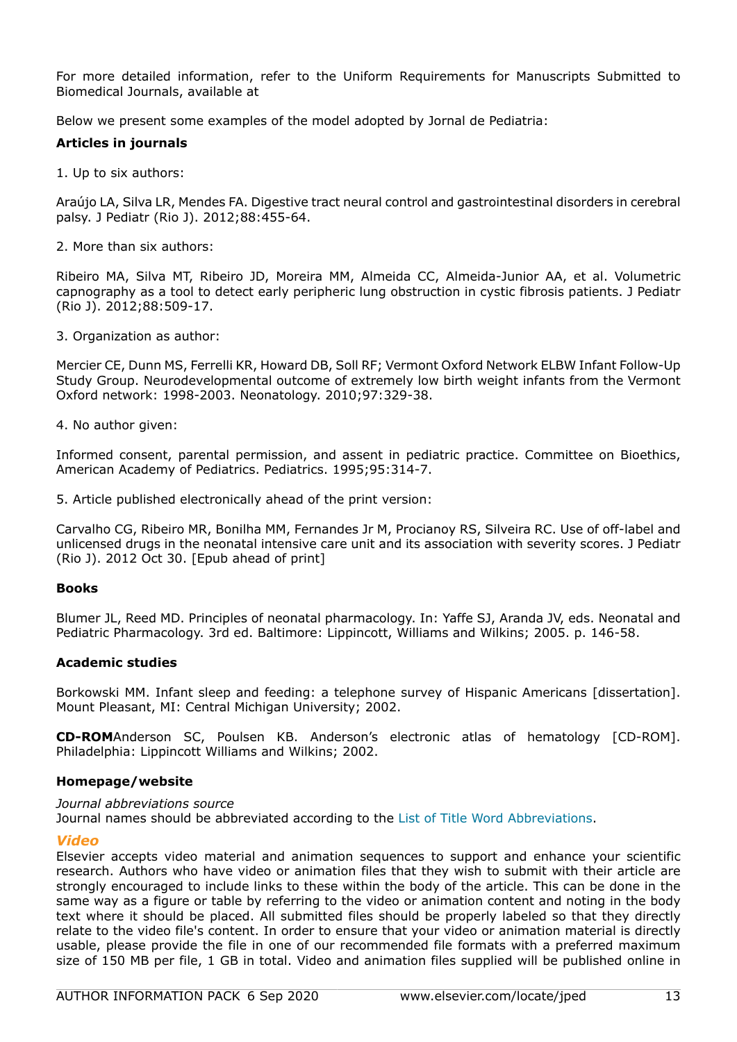For more detailed information, refer to the Uniform Requirements for Manuscripts Submitted to Biomedical Journals, available at

Below we present some examples of the model adopted by Jornal de Pediatria:

**Articles in journals**

1. Up to six authors:

Araújo LA, Silva LR, Mendes FA. Digestive tract neural control and gastrointestinal disorders in cerebral palsy. J Pediatr (Rio J). 2012;88:455-64.

2. More than six authors:

Ribeiro MA, Silva MT, Ribeiro JD, Moreira MM, Almeida CC, Almeida-Junior AA, et al. Volumetric capnography as a tool to detect early peripheric lung obstruction in cystic fibrosis patients. J Pediatr (Rio J). 2012;88:509-17.

3. Organization as author:

Mercier CE, Dunn MS, Ferrelli KR, Howard DB, Soll RF; Vermont Oxford Network ELBW Infant Follow-Up Study Group. Neurodevelopmental outcome of extremely low birth weight infants from the Vermont Oxford network: 1998-2003. Neonatology. 2010;97:329-38.

4. No author given:

Informed consent, parental permission, and assent in pediatric practice. Committee on Bioethics, American Academy of Pediatrics. Pediatrics. 1995;95:314-7.

5. Article published electronically ahead of the print version:

Carvalho CG, Ribeiro MR, Bonilha MM, Fernandes Jr M, Procianoy RS, Silveira RC. Use of off-label and unlicensed drugs in the neonatal intensive care unit and its association with severity scores. J Pediatr (Rio J). 2012 Oct 30. [Epub ahead of print]

**Books**

Blumer JL, Reed MD. Principles of neonatal pharmacology. In: Yaffe SJ, Aranda JV, eds. Neonatal and Pediatric Pharmacology. 3rd ed. Baltimore: Lippincott, Williams and Wilkins; 2005. p. 146-58.

**Academic studies**

Borkowski MM. Infant sleep and feeding: a telephone survey of Hispanic Americans [dissertation]. Mount Pleasant, MI: Central Michigan University; 2002.

**CD-ROM**Anderson SC, Poulsen KB. Anderson's electronic atlas of hematology [CD-ROM]. Philadelphia: Lippincott Williams and Wilkins; 2002.

**Homepage/website**

*Journal abbreviations source*
Journal names should be abbreviated according to the List of Title Word Abbreviations.

### *Video*

Elsevier accepts video material and animation sequences to support and enhance your scientific research. Authors who have video or animation files that they wish to submit with their article are strongly encouraged to include links to these within the body of the article. This can be done in the same way as a figure or table by referring to the video or animation content and noting in the body text where it should be placed. All submitted files should be properly labeled so that they directly relate to the video file's content. In order to ensure that your video or animation material is directly usable, please provide the file in one of our recommended file formats with a preferred maximum size of 150 MB per file, 1 GB in total. Video and animation files supplied will be published online in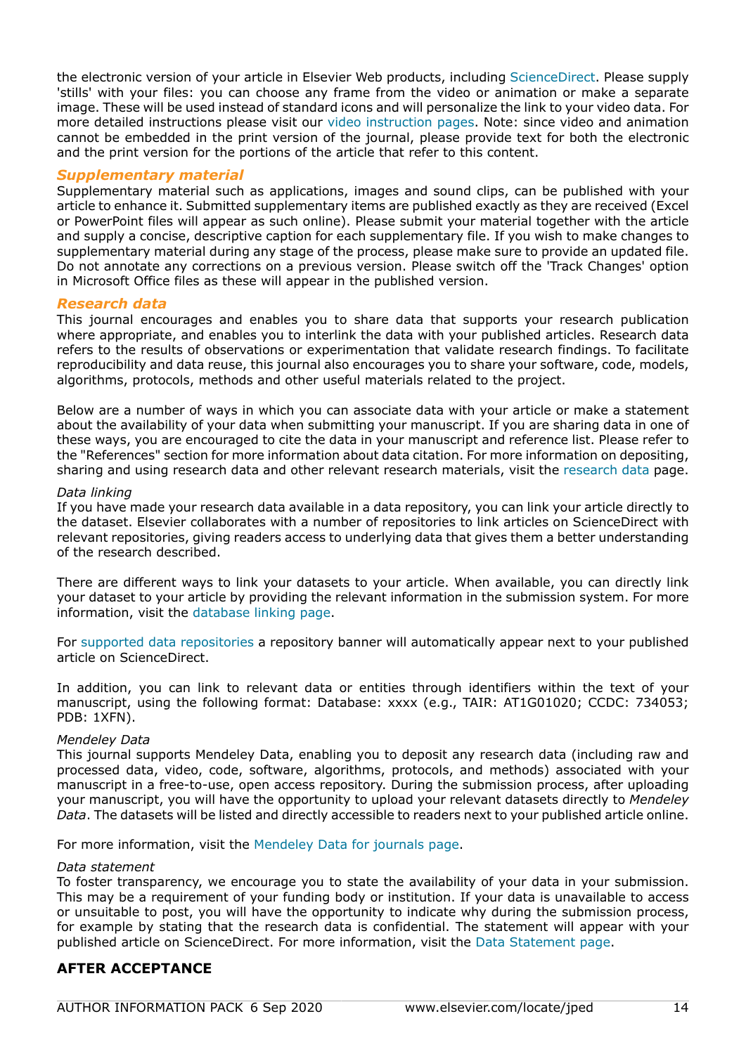the electronic version of your article in Elsevier Web products, including ScienceDirect. Please supply 'stills' with your files: you can choose any frame from the video or animation or make a separate image. These will be used instead of standard icons and will personalize the link to your video data. For more detailed instructions please visit our video instruction pages. Note: since video and animation cannot be embedded in the print version of the journal, please provide text for both the electronic and the print version for the portions of the article that refer to this content.

### *Supplementary material*

Supplementary material such as applications, images and sound clips, can be published with your article to enhance it. Submitted supplementary items are published exactly as they are received (Excel or PowerPoint files will appear as such online). Please submit your material together with the article and supply a concise, descriptive caption for each supplementary file. If you wish to make changes to supplementary material during any stage of the process, please make sure to provide an updated file. Do not annotate any corrections on a previous version. Please switch off the 'Track Changes' option in Microsoft Office files as these will appear in the published version.

### *Research data*

This journal encourages and enables you to share data that supports your research publication where appropriate, and enables you to interlink the data with your published articles. Research data refers to the results of observations or experimentation that validate research findings. To facilitate reproducibility and data reuse, this journal also encourages you to share your software, code, models, algorithms, protocols, methods and other useful materials related to the project.

Below are a number of ways in which you can associate data with your article or make a statement about the availability of your data when submitting your manuscript. If you are sharing data in one of these ways, you are encouraged to cite the data in your manuscript and reference list. Please refer to the "References" section for more information about data citation. For more information on depositing, sharing and using research data and other relevant research materials, visit the research data page.

*Data linking*

If you have made your research data available in a data repository, you can link your article directly to the dataset. Elsevier collaborates with a number of repositories to link articles on ScienceDirect with relevant repositories, giving readers access to underlying data that gives them a better understanding of the research described.

There are different ways to link your datasets to your article. When available, you can directly link your dataset to your article by providing the relevant information in the submission system. For more information, visit the database linking page.

For supported data repositories a repository banner will automatically appear next to your published article on ScienceDirect.

In addition, you can link to relevant data or entities through identifiers within the text of your manuscript, using the following format: Database: xxxx (e.g., TAIR: AT1G01020; CCDC: 734053; PDB: 1XFN).

*Mendeley Data*

This journal supports Mendeley Data, enabling you to deposit any research data (including raw and processed data, video, code, software, algorithms, protocols, and methods) associated with your manuscript in a free-to-use, open access repository. During the submission process, after uploading your manuscript, you will have the opportunity to upload your relevant datasets directly to *Mendeley Data*. The datasets will be listed and directly accessible to readers next to your published article online.

For more information, visit the Mendeley Data for journals page.

*Data statement*

To foster transparency, we encourage you to state the availability of your data in your submission. This may be a requirement of your funding body or institution. If your data is unavailable to access or unsuitable to post, you will have the opportunity to indicate why during the submission process, for example by stating that the research data is confidential. The statement will appear with your published article on ScienceDirect. For more information, visit the Data Statement page.

## AFTER ACCEPTANCE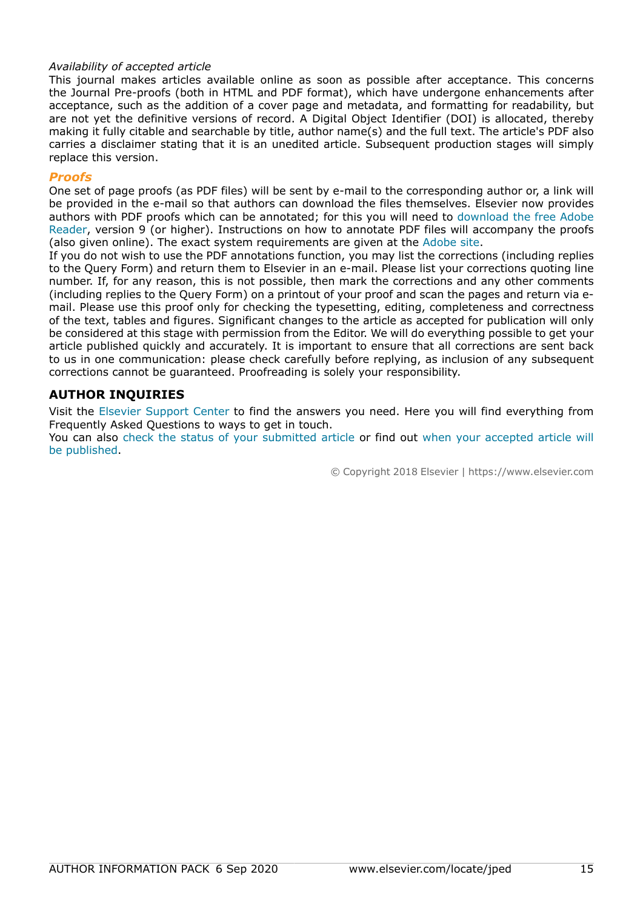*Availability of accepted article*

This journal makes articles available online as soon as possible after acceptance. This concerns the Journal Pre-proofs (both in HTML and PDF format), which have undergone enhancements after acceptance, such as the addition of a cover page and metadata, and formatting for readability, but are not yet the definitive versions of record. A Digital Object Identifier (DOI) is allocated, thereby making it fully citable and searchable by title, author name(s) and the full text. The article's PDF also carries a disclaimer stating that it is an unedited article. Subsequent production stages will simply replace this version.

### *Proofs*

One set of page proofs (as PDF files) will be sent by e-mail to the corresponding author or, a link will be provided in the e-mail so that authors can download the files themselves. Elsevier now provides authors with PDF proofs which can be annotated; for this you will need to download the free Adobe Reader, version 9 (or higher). Instructions on how to annotate PDF files will accompany the proofs (also given online). The exact system requirements are given at the Adobe site.

If you do not wish to use the PDF annotations function, you may list the corrections (including replies to the Query Form) and return them to Elsevier in an e-mail. Please list your corrections quoting line number. If, for any reason, this is not possible, then mark the corrections and any other comments (including replies to the Query Form) on a printout of your proof and scan the pages and return via e-mail. Please use this proof only for checking the typesetting, editing, completeness and correctness of the text, tables and figures. Significant changes to the article as accepted for publication will only be considered at this stage with permission from the Editor. We will do everything possible to get your article published quickly and accurately. It is important to ensure that all corrections are sent back to us in one communication: please check carefully before replying, as inclusion of any subsequent corrections cannot be guaranteed. Proofreading is solely your responsibility.

## AUTHOR INQUIRIES

Visit the Elsevier Support Center to find the answers you need. Here you will find everything from Frequently Asked Questions to ways to get in touch.

You can also check the status of your submitted article or find out when your accepted article will be published.

© Copyright 2018 Elsevier | https://www.elsevier.com